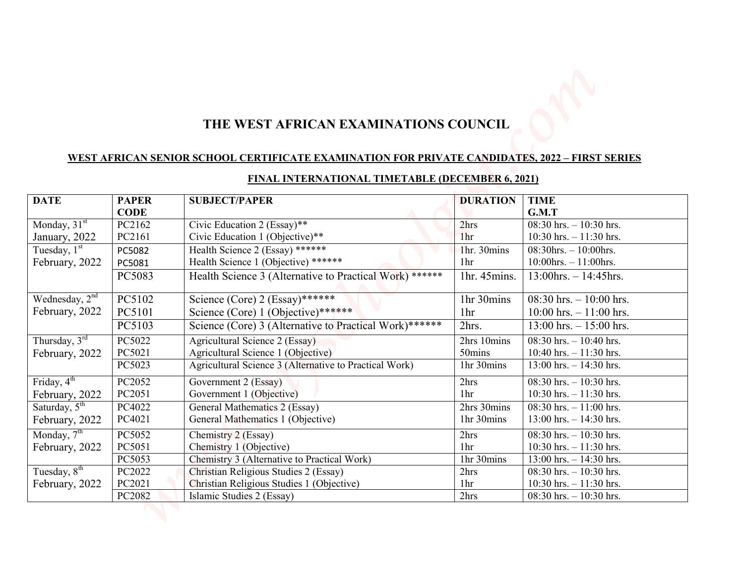# THE WEST AFRICAN EXAMINATIONS COUNCIL

## WEST AFRICAN SENIOR SCHOOL CERTIFICATE EXAMINATION FOR PRIVATE CANDIDATES, 2022 – FIRST SERIES

### FINAL INTERNATIONAL TIMETABLE (DECEMBER 6, 2021)

| DATE | PAPER CODE | SUBJECT/PAPER | DURATION | TIME G.M.T |
|---|---|---|---|---|
| Monday, 31st January, 2022 | PC2162 | Civic Education 2 (Essay)** | 2hrs | 08:30 hrs. – 10:30 hrs. |
| | PC2161 | Civic Education 1 (Objective)** | 1hr | 10:30 hrs. – 11:30 hrs. |
| Tuesday, 1st February, 2022 | PC5082 | Health Science 2 (Essay) ****** | 1hr. 30mins | 08:30hrs. – 10:00hrs. |
| | PC5081 | Health Science 1 (Objective) ****** | 1hr | 10:00hrs. – 11:00hrs. |
| | PC5083 | Health Science 3 (Alternative to Practical Work) ****** | 1hr. 45mins. | 13:00hrs. – 14:45hrs. |
| Wednesday, 2nd February, 2022 | PC5102 | Science (Core) 2 (Essay)****** | 1hr 30mins | 08:30 hrs. – 10:00 hrs. |
| | PC5101 | Science (Core) 1 (Objective)****** | 1hr | 10:00 hrs. – 11:00 hrs. |
| | PC5103 | Science (Core) 3 (Alternative to Practical Work)****** | 2hrs. | 13:00 hrs. – 15:00 hrs. |
| Thursday, 3rd February, 2022 | PC5022 | Agricultural Science 2 (Essay) | 2hrs 10mins | 08:30 hrs. – 10:40 hrs. |
| | PC5021 | Agricultural Science 1 (Objective) | 50mins | 10:40 hrs. – 11:30 hrs. |
| | PC5023 | Agricultural Science 3 (Alternative to Practical Work) | 1hr 30mins | 13:00 hrs. – 14:30 hrs. |
| Friday, 4th February, 2022 | PC2052 | Government 2 (Essay) | 2hrs | 08:30 hrs. – 10:30 hrs. |
| | PC2051 | Government 1 (Objective) | 1hr | 10:30 hrs. – 11:30 hrs. |
| Saturday, 5th February, 2022 | PC4022 | General Mathematics 2 (Essay) | 2hrs 30mins | 08:30 hrs. – 11:00 hrs. |
| | PC4021 | General Mathematics 1 (Objective) | 1hr 30mins | 13:00 hrs. – 14:30 hrs. |
| Monday, 7th February, 2022 | PC5052 | Chemistry 2 (Essay) | 2hrs | 08:30 hrs. – 10:30 hrs. |
| | PC5051 | Chemistry 1 (Objective) | 1hr | 10:30 hrs. – 11:30 hrs. |
| | PC5053 | Chemistry 3 (Alternative to Practical Work) | 1hr 30mins | 13:00 hrs. – 14:30 hrs. |
| Tuesday, 8th February, 2022 | PC2022 | Christian Religious Studies 2 (Essay) | 2hrs | 08:30 hrs. – 10:30 hrs. |
| | PC2021 | Christian Religious Studies 1 (Objective) | 1hr | 10:30 hrs. – 11:30 hrs. |
| | PC2082 | Islamic Studies 2 (Essay) | 2hrs | 08:30 hrs. – 10:30 hrs. |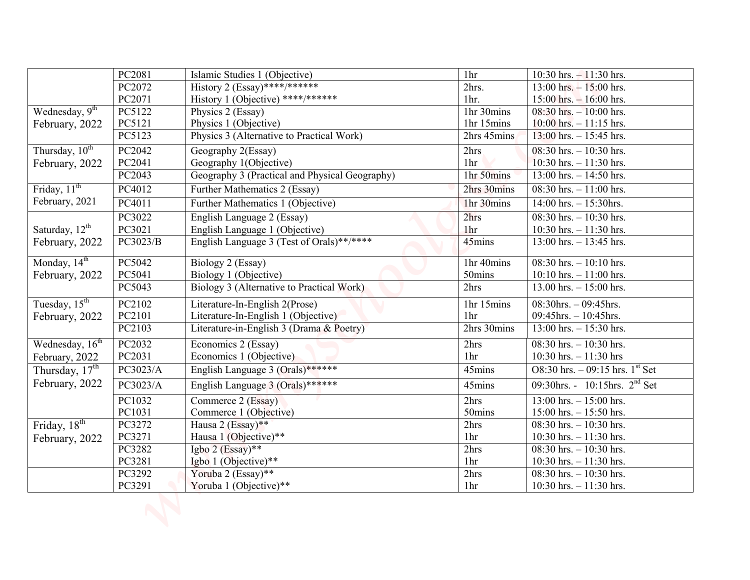| | | | | |
|---|---|---|---|---|
| | PC2081 | Islamic Studies 1 (Objective) | 1hr | 10:30 hrs. – 11:30 hrs. |
| | PC2072 | History 2 (Essay)****/****** | 2hrs. | 13:00 hrs. – 15:00 hrs. |
| | PC2071 | History 1 (Objective) ****/****** | 1hr. | 15:00 hrs. – 16:00 hrs. |
| Wednesday, 9th February, 2022 | PC5122 | Physics 2 (Essay) | 1hr 30mins | 08:30 hrs. – 10:00 hrs. |
| | PC5121 | Physics 1 (Objective) | 1hr 15mins | 10:00 hrs. – 11:15 hrs. |
| | PC5123 | Physics 3 (Alternative to Practical Work) | 2hrs 45mins | 13:00 hrs. – 15:45 hrs. |
| Thursday, 10th February, 2022 | PC2042 | Geography 2(Essay) | 2hrs | 08:30 hrs. – 10:30 hrs. |
| | PC2041 | Geography 1(Objective) | 1hr | 10:30 hrs. – 11:30 hrs. |
| | PC2043 | Geography 3 (Practical and Physical Geography) | 1hr 50mins | 13:00 hrs. – 14:50 hrs. |
| Friday, 11th February, 2021 | PC4012 | Further Mathematics 2 (Essay) | 2hrs 30mins | 08:30 hrs. – 11:00 hrs. |
| | PC4011 | Further Mathematics 1 (Objective) | 1hr 30mins | 14:00 hrs. – 15:30hrs. |
| Saturday, 12th February, 2022 | PC3022 | English Language 2 (Essay) | 2hrs | 08:30 hrs. – 10:30 hrs. |
| | PC3021 | English Language 1 (Objective) | 1hr | 10:30 hrs. – 11:30 hrs. |
| | PC3023/B | English Language 3 (Test of Orals)**/**** | 45mins | 13:00 hrs. – 13:45 hrs. |
| Monday, 14th February, 2022 | PC5042 | Biology 2 (Essay) | 1hr 40mins | 08:30 hrs. – 10:10 hrs. |
| | PC5041 | Biology 1 (Objective) | 50mins | 10:10 hrs. – 11:00 hrs. |
| | PC5043 | Biology 3 (Alternative to Practical Work) | 2hrs | 13.00 hrs. – 15:00 hrs. |
| Tuesday, 15th February, 2022 | PC2102 | Literature-In-English 2(Prose) | 1hr 15mins | 08:30hrs. – 09:45hrs. |
| | PC2101 | Literature-In-English 1 (Objective) | 1hr | 09:45hrs. – 10:45hrs. |
| | PC2103 | Literature-in-English 3 (Drama & Poetry) | 2hrs 30mins | 13:00 hrs. – 15:30 hrs. |
| Wednesday, 16th February, 2022 | PC2032 | Economics 2 (Essay) | 2hrs | 08:30 hrs. – 10:30 hrs. |
| | PC2031 | Economics 1 (Objective) | 1hr | 10:30 hrs. – 11:30 hrs |
| Thursday, 17th February, 2022 | PC3023/A | English Language 3 (Orals)****** | 45mins | O8:30 hrs. – 09:15 hrs. 1st Set |
| | PC3023/A | English Language 3 (Orals)****** | 45mins | 09:30hrs. - 10:15hrs. 2nd Set |
| | PC1032 | Commerce 2 (Essay) | 2hrs | 13:00 hrs. – 15:00 hrs. |
| | PC1031 | Commerce 1 (Objective) | 50mins | 15:00 hrs. – 15:50 hrs. |
| Friday, 18th February, 2022 | PC3272 | Hausa 2 (Essay)** | 2hrs | 08:30 hrs. – 10:30 hrs. |
| | PC3271 | Hausa 1 (Objective)** | 1hr | 10:30 hrs. – 11:30 hrs. |
| | PC3282 | Igbo 2 (Essay)** | 2hrs | 08:30 hrs. – 10:30 hrs. |
| | PC3281 | Igbo 1 (Objective)** | 1hr | 10:30 hrs. – 11:30 hrs. |
| | PC3292 | Yoruba 2 (Essay)** | 2hrs | 08:30 hrs. – 10:30 hrs. |
| | PC3291 | Yoruba 1 (Objective)** | 1hr | 10:30 hrs. – 11:30 hrs. |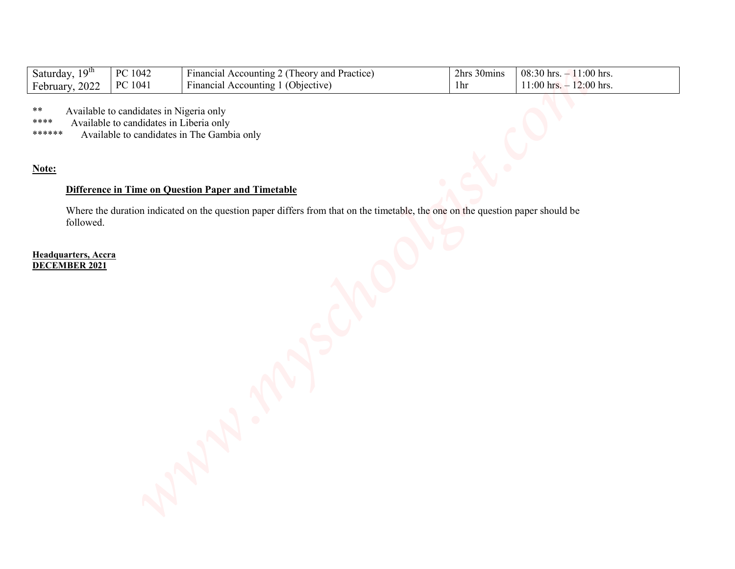| | | | | |
|---|---|---|---|---|
| Saturday, 19th February, 2022 | PC 1042<br>PC 1041 | Financial Accounting 2 (Theory and Practice)<br>Financial Accounting 1 (Objective) | 2hrs 30mins<br>1hr | 08:30 hrs. – 11:00 hrs.<br>11:00 hrs. – 12:00 hrs. |

** Available to candidates in Nigeria only
**** Available to candidates in Liberia only
****** Available to candidates in The Gambia only

**Note:**

**Difference in Time on Question Paper and Timetable**

Where the duration indicated on the question paper differs from that on the timetable, the one on the question paper should be followed.

**Headquarters, Accra**
**DECEMBER 2021**